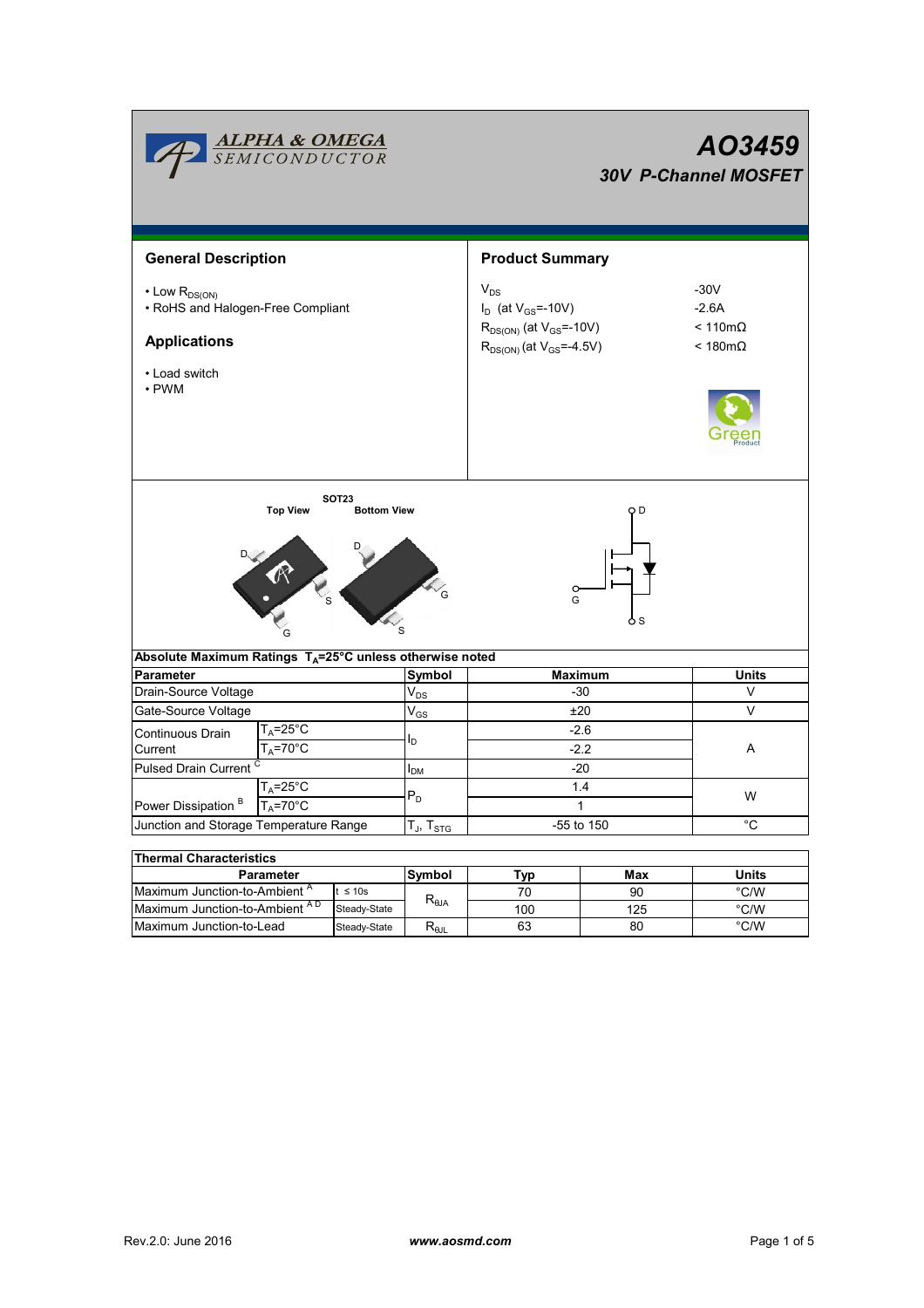# AO3459

## 30V P-Channel MOSFET

## General Description

- Low $R_{DS(ON)}$
- RoHS and Halogen-Free Compliant

## Applications

- Load switch
- PWM

## Product Summary

| | |
|---|---|
| $V_{DS}$ | -30V |
| $I_D$ (at $V_{GS}$=-10V) | -2.6A |
| $R_{DS(ON)}$ (at $V_{GS}$=-10V) | < 110mΩ |
| $R_{DS(ON)}$ (at $V_{GS}$=-4.5V) | < 180mΩ |

SOT23

Top View    Bottom View

**Absolute Maximum Ratings** $T_A$=25°C unless otherwise noted

| Parameter | | Symbol | Maximum | Units |
|---|---|---|---|---|
| Drain-Source Voltage | | $V_{DS}$ | -30 | V |
| Gate-Source Voltage | | $V_{GS}$ | ±20 | V |
| Continuous Drain Current | $T_A$=25°C | $I_D$ | -2.6 | A |
| | $T_A$=70°C | | -2.2 | |
| Pulsed Drain Current [C] | | $I_{DM}$ | -20 | |
| Power Dissipation [B] | $T_A$=25°C | $P_D$ | 1.4 | W |
| | $T_A$=70°C | | 1 | |
| Junction and Storage Temperature Range | | $T_J$, $T_{STG}$ | -55 to 150 | °C |

**Thermal Characteristics**

| Parameter | | Symbol | Typ | Max | Units |
|---|---|---|---|---|---|
| Maximum Junction-to-Ambient [A] | t ≤ 10s | $R_{\theta JA}$ | 70 | 90 | °C/W |
| Maximum Junction-to-Ambient [A D] | Steady-State | | 100 | 125 | °C/W |
| Maximum Junction-to-Lead | Steady-State | $R_{\theta JL}$ | 63 | 80 | °C/W |

Rev.2.0: June 2016    www.aosmd.com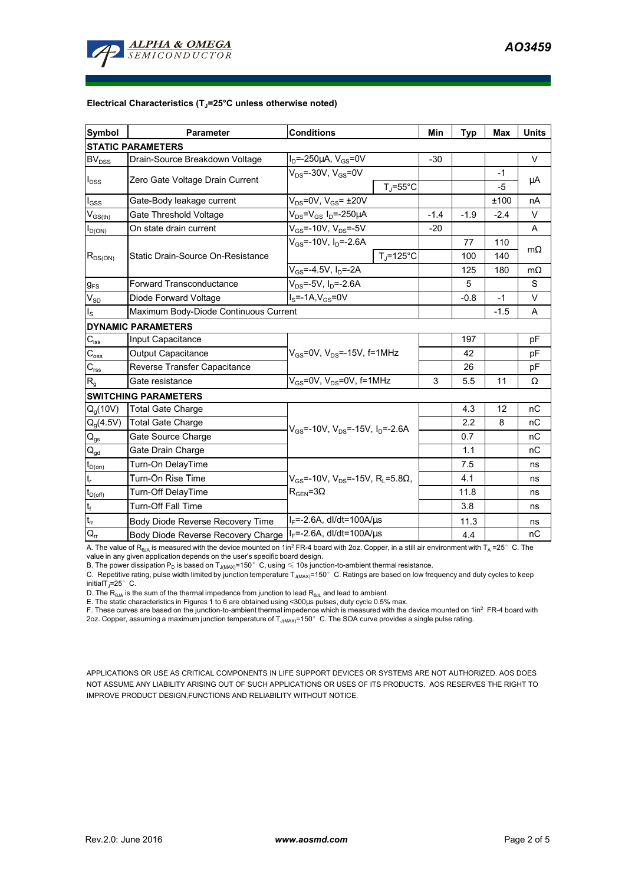**Electrical Characteristics ($T_J$=25°C unless otherwise noted)**

| Symbol | Parameter | Conditions | | Min | Typ | Max | Units |
|---|---|---|---|---|---|---|---|
| **STATIC PARAMETERS** | | | | | | | |
| $BV_{DSS}$ | Drain-Source Breakdown Voltage | $I_D$=-250µA, $V_{GS}$=0V | | -30 | | | V |
| $I_{DSS}$ | Zero Gate Voltage Drain Current | $V_{DS}$=-30V, $V_{GS}$=0V | | | | -1 | µA |
| | | | $T_J$=55°C | | | -5 | |
| $I_{GSS}$ | Gate-Body leakage current | $V_{DS}$=0V, $V_{GS}$= ±20V | | | | ±100 | nA |
| $V_{GS(th)}$ | Gate Threshold Voltage | $V_{DS}$=$V_{GS}$ $I_D$=-250µA | | -1.4 | -1.9 | -2.4 | V |
| $I_{D(ON)}$ | On state drain current | $V_{GS}$=-10V, $V_{DS}$=-5V | | -20 | | | A |
| $R_{DS(ON)}$ | Static Drain-Source On-Resistance | $V_{GS}$=-10V, $I_D$=-2.6A | | | 77 | 110 | mΩ |
| | | | $T_J$=125°C | | 100 | 140 | |
| | | $V_{GS}$=-4.5V, $I_D$=-2A | | | 125 | 180 | mΩ |
| $g_{FS}$ | Forward Transconductance | $V_{DS}$=-5V, $I_D$=-2.6A | | | 5 | | S |
| $V_{SD}$ | Diode Forward Voltage | $I_S$=-1A,$V_{GS}$=0V | | | -0.8 | -1 | V |
| $I_S$ | Maximum Body-Diode Continuous Current | | | | | -1.5 | A |
| **DYNAMIC PARAMETERS** | | | | | | | |
| $C_{iss}$ | Input Capacitance | $V_{GS}$=0V, $V_{DS}$=-15V, f=1MHz | | | 197 | | pF |
| $C_{oss}$ | Output Capacitance | | | | 42 | | pF |
| $C_{rss}$ | Reverse Transfer Capacitance | | | | 26 | | pF |
| $R_g$ | Gate resistance | $V_{GS}$=0V, $V_{DS}$=0V, f=1MHz | | 3 | 5.5 | 11 | Ω |
| **SWITCHING PARAMETERS** | | | | | | | |
| $Q_g$(10V) | Total Gate Charge | $V_{GS}$=-10V, $V_{DS}$=-15V, $I_D$=-2.6A | | | 4.3 | 12 | nC |
| $Q_g$(4.5V) | Total Gate Charge | | | | 2.2 | 8 | nC |
| $Q_{gs}$ | Gate Source Charge | | | | 0.7 | | nC |
| $Q_{gd}$ | Gate Drain Charge | | | | 1.1 | | nC |
| $t_{D(on)}$ | Turn-On DelayTime | $V_{GS}$=-10V, $V_{DS}$=-15V, $R_L$=5.8Ω, $R_{GEN}$=3Ω | | | 7.5 | | ns |
| $t_r$ | Turn-On Rise Time | | | | 4.1 | | ns |
| $t_{D(off)}$ | Turn-Off DelayTime | | | | 11.8 | | ns |
| $t_f$ | Turn-Off Fall Time | | | | 3.8 | | ns |
| $t_{rr}$ | Body Diode Reverse Recovery Time | $I_F$=-2.6A, dI/dt=100A/µs | | | 11.3 | | ns |
| $Q_{rr}$ | Body Diode Reverse Recovery Charge | $I_F$=-2.6A, dI/dt=100A/µs | | | 4.4 | | nC |

A. The value of $R_{\theta JA}$ is measured with the device mounted on 1in² FR-4 board with 2oz. Copper, in a still air environment with $T_A$ =25°C. The value in any given application depends on the user's specific board design.
B. The power dissipation $P_D$ is based on $T_{J(MAX)}$=150°C, using ≤ 10s junction-to-ambient thermal resistance.
C. Repetitive rating, pulse width limited by junction temperature $T_{J(MAX)}$=150°C. Ratings are based on low frequency and duty cycles to keep initial $T_J$=25°C.
D. The $R_{\theta JA}$ is the sum of the thermal impedence from junction to lead $R_{\theta JL}$ and lead to ambient.
E. The static characteristics in Figures 1 to 6 are obtained using <300µs pulses, duty cycle 0.5% max.
F. These curves are based on the junction-to-ambient thermal impedence which is measured with the device mounted on 1in² FR-4 board with 2oz. Copper, assuming a maximum junction temperature of $T_{J(MAX)}$=150°C. The SOA curve provides a single pulse rating.

APPLICATIONS OR USE AS CRITICAL COMPONENTS IN LIFE SUPPORT DEVICES OR SYSTEMS ARE NOT AUTHORIZED. AOS DOES NOT ASSUME ANY LIABILITY ARISING OUT OF SUCH APPLICATIONS OR USES OF ITS PRODUCTS. AOS RESERVES THE RIGHT TO IMPROVE PRODUCT DESIGN,FUNCTIONS AND RELIABILITY WITHOUT NOTICE.

Rev.2.0: June 2016 **www.aosmd.com**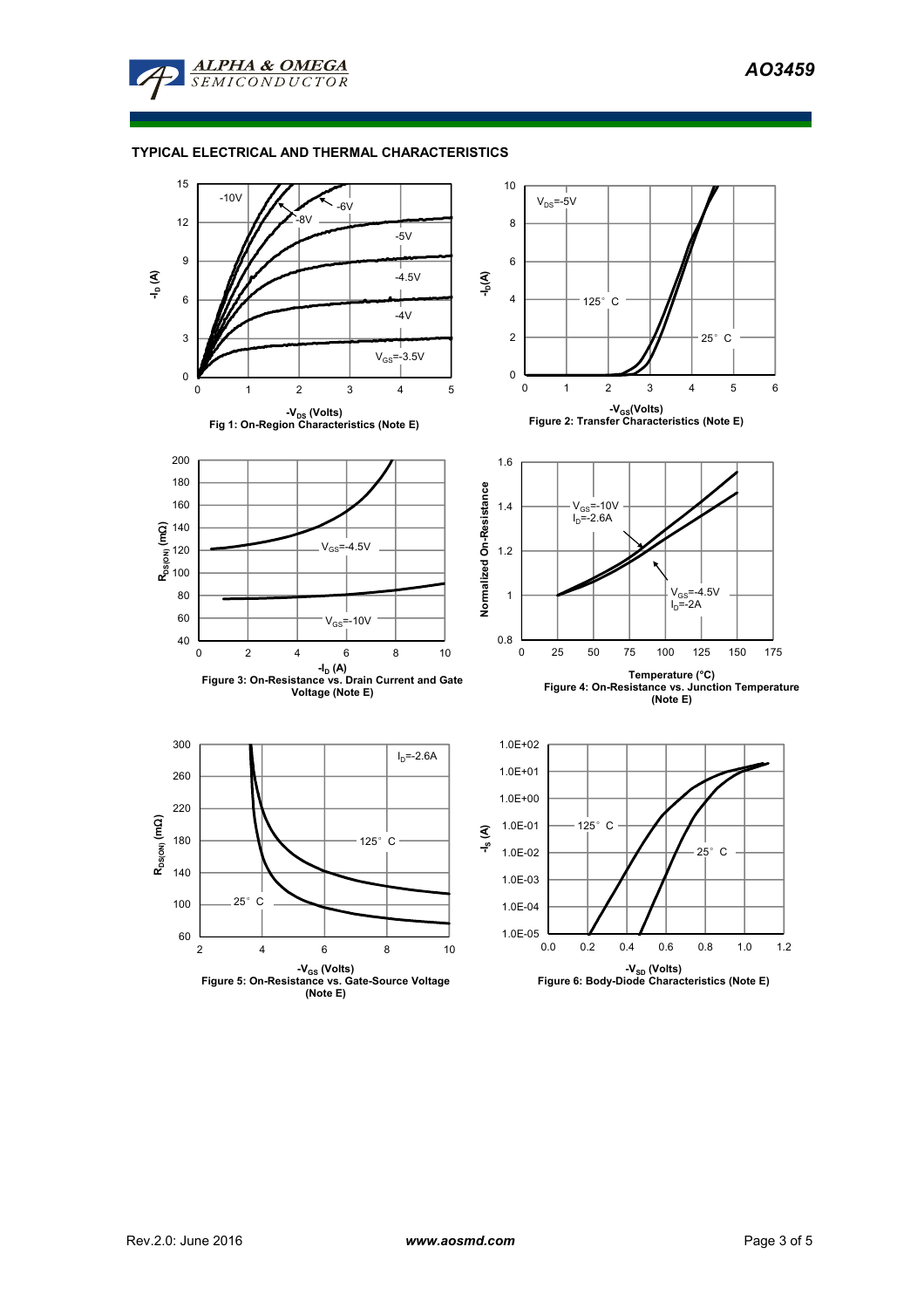## TYPICAL ELECTRICAL AND THERMAL CHARACTERISTICS

Fig 1: On-Region Characteristics (Note E)

Figure 2: Transfer Characteristics (Note E)

Figure 3: On-Resistance vs. Drain Current and Gate Voltage (Note E)

Figure 4: On-Resistance vs. Junction Temperature (Note E)

Figure 5: On-Resistance vs. Gate-Source Voltage (Note E)

Figure 6: Body-Diode Characteristics (Note E)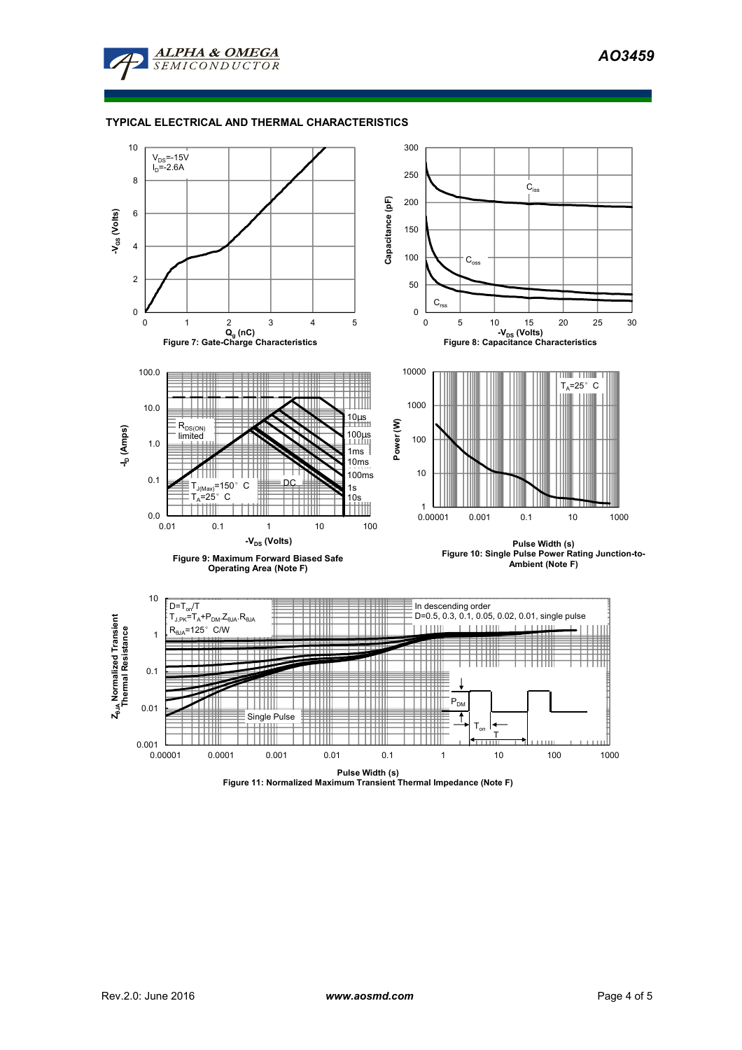## TYPICAL ELECTRICAL AND THERMAL CHARACTERISTICS

$V_{DS}$=-15V
$I_D$=-2.6A

$-V_{GS}$ (Volts)

$Q_g$ (nC)

Figure 7: Gate-Charge Characteristics

$C_{iss}$

$C_{oss}$

$C_{rss}$

Capacitance (pF)

$-V_{DS}$ (Volts)

Figure 8: Capacitance Characteristics

$R_{DS(ON)}$ limited

10µs

100µs

1ms

10ms

100ms

1s

10s

DC

$T_{J(Max)}$=150° C
$T_A$=25° C

$-I_D$ (Amps)

$-V_{DS}$ (Volts)

Figure 9: Maximum Forward Biased Safe Operating Area (Note F)

$T_A$=25° C

Power (W)

Pulse Width (s)

Figure 10: Single Pulse Power Rating Junction-to-Ambient (Note F)

$D=T_{on}/T$
$T_{J,PK}=T_A+P_{DM}.Z_{\theta JA}.R_{\theta JA}$
$R_{\theta JA}$=125° C/W

In descending order
D=0.5, 0.3, 0.1, 0.05, 0.02, 0.01, single pulse

Single Pulse

$P_{DM}$

$T_{on}$

T

$Z_{\theta JA}$ Normalized Transient Thermal Resistance

Pulse Width (s)

Figure 11: Normalized Maximum Transient Thermal Impedance (Note F)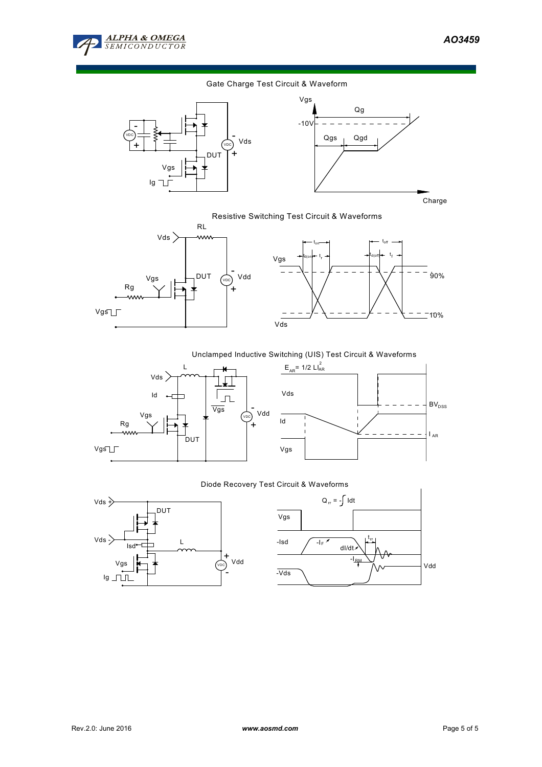## Gate Charge Test Circuit & Waveform

Vds

DUT

Vgs

Ig

Vgs

Qg

-10V

Qgs

Qgd

Charge

## Resistive Switching Test Circuit & Waveforms

RL

Vds

DUT

Vdd

Vgs

Rg

Vgs

$t_{on}$

$t_{d(on)}$

$t_r$

$t_{off}$

$t_{d(off)}$

$t_f$

90%

10%

Vds

## Unclamped Inductive Switching (UIS) Test Circuit & Waveforms

L

Vds

Id

Vgs

Rg

Vgs

DUT

Vdd

$E_{AR} = 1/2\ LI_{AR}^2$

Vds

Id

Vgs

$BV_{DSS}$

$I_{AR}$

## Diode Recovery Test Circuit & Waveforms

Vds +

DUT

Vds -

Isd

L

Vgs

Ig

Vdd

$Q_{rr} = -\int Idt$

Vgs

-Isd

$-I_F$

dI/dt

$t_{rr}$

$-I_{RM}$

-Vds

Vdd